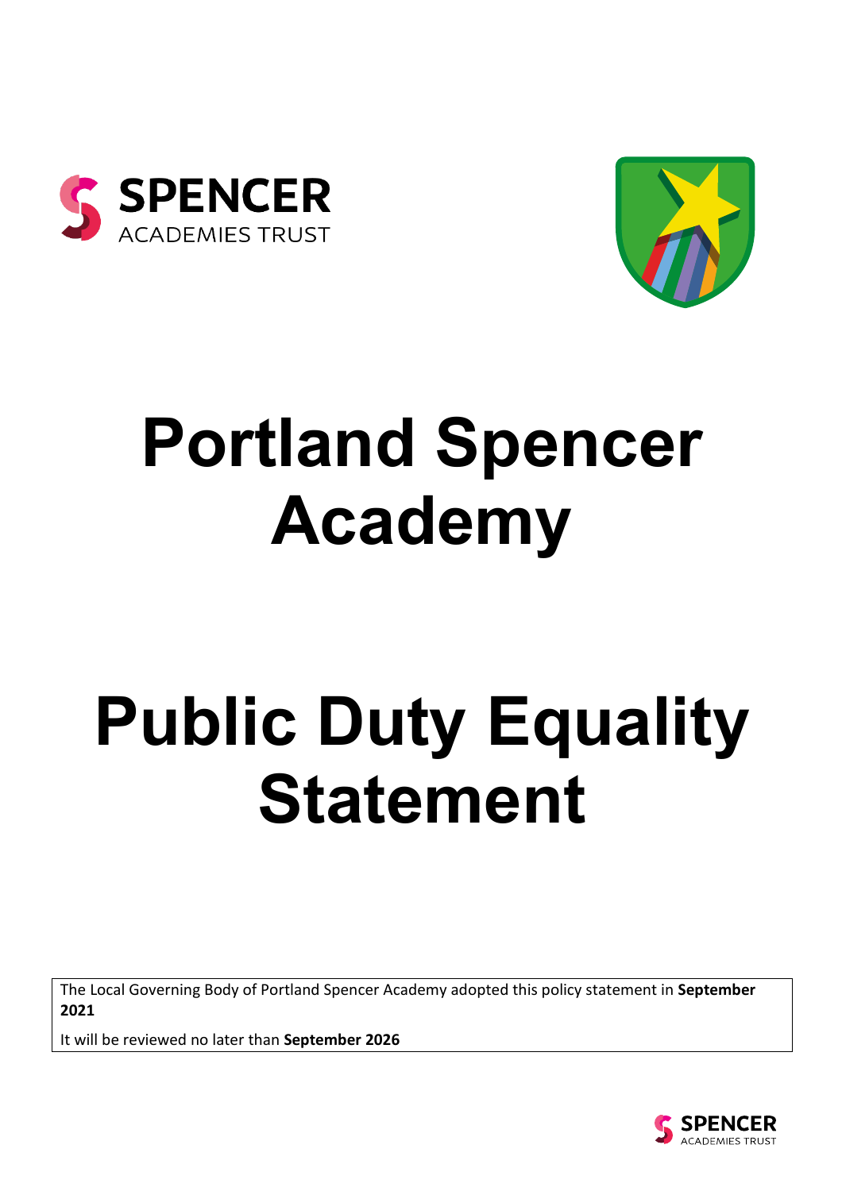SPENCER
ACADEMIES TRUST

# Portland Spencer Academy

# Public Duty Equality Statement

The Local Governing Body of Portland Spencer Academy adopted this policy statement in **September 2021**

It will be reviewed no later than **September 2026**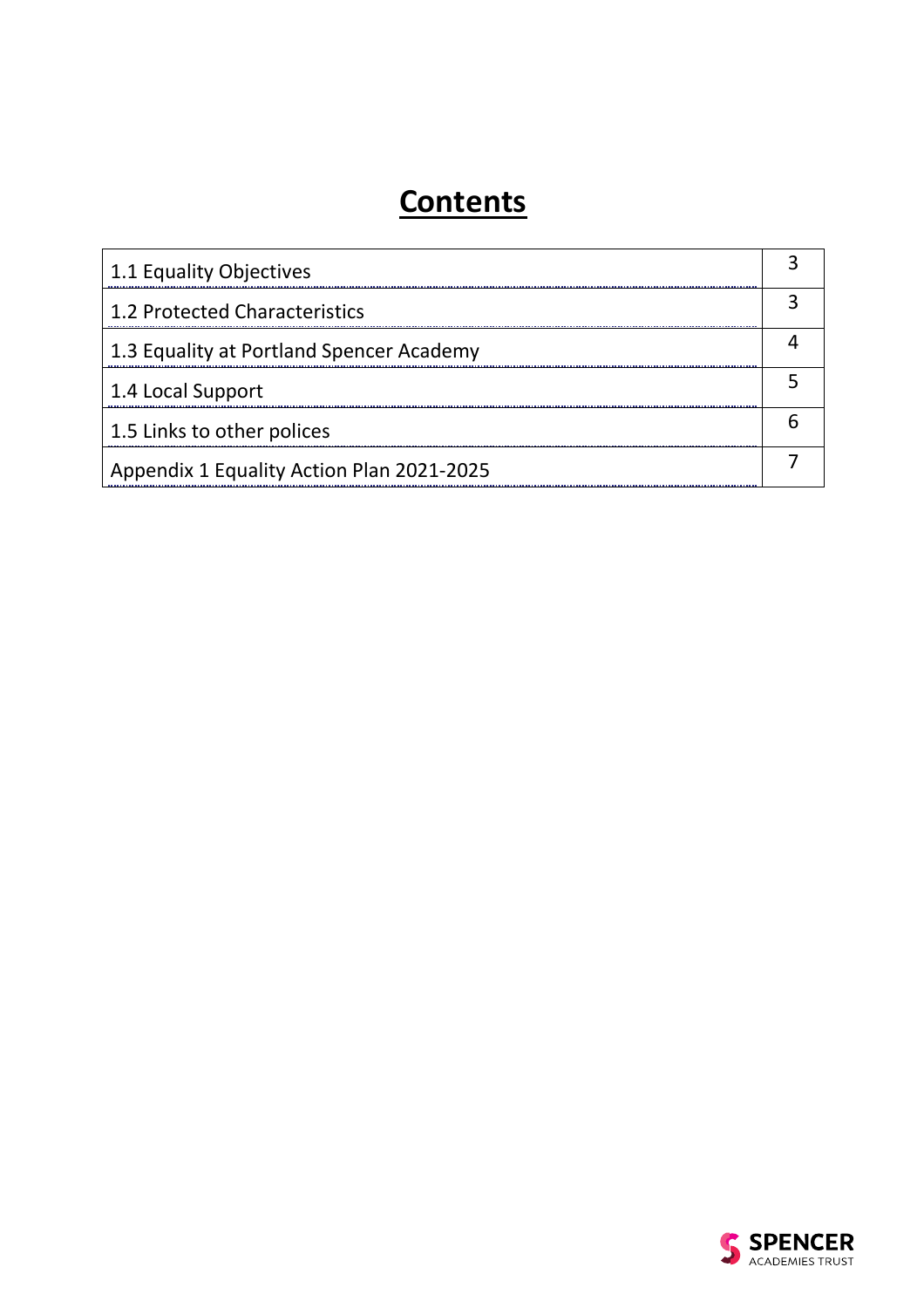# Contents

| | |
|---|---|
| 1.1 Equality Objectives | 3 |
| 1.2 Protected Characteristics | 3 |
| 1.3 Equality at Portland Spencer Academy | 4 |
| 1.4 Local Support | 5 |
| 1.5 Links to other polices | 6 |
| Appendix 1 Equality Action Plan 2021-2025 | 7 |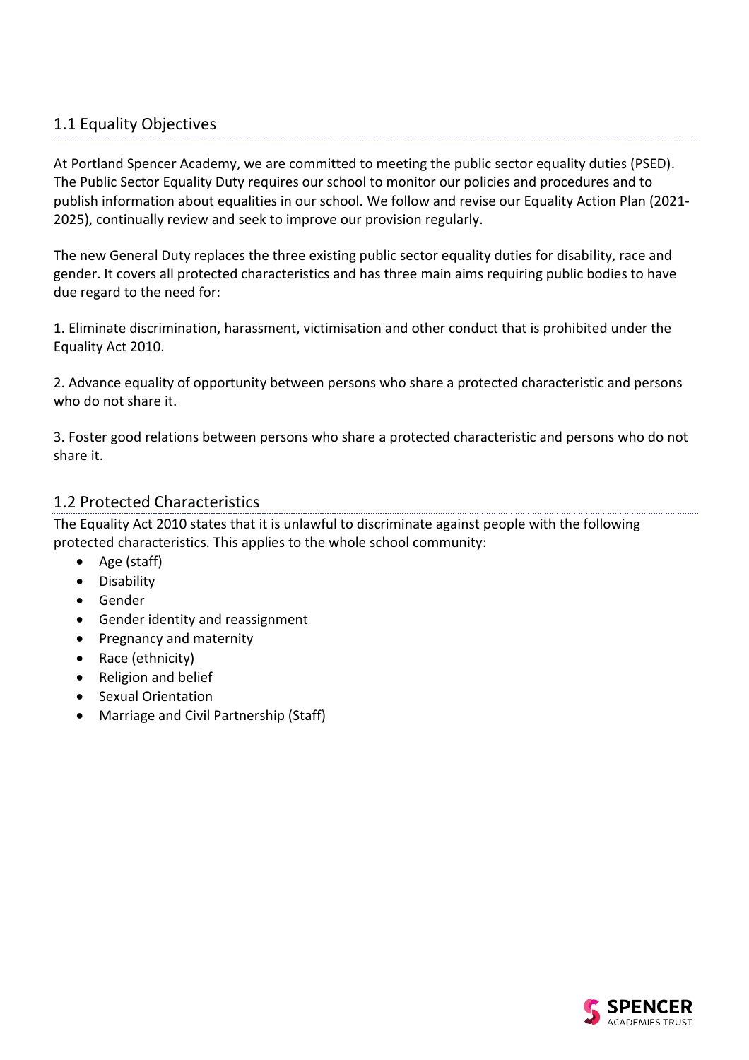## 1.1 Equality Objectives

At Portland Spencer Academy, we are committed to meeting the public sector equality duties (PSED). The Public Sector Equality Duty requires our school to monitor our policies and procedures and to publish information about equalities in our school. We follow and revise our Equality Action Plan (2021-2025), continually review and seek to improve our provision regularly.

The new General Duty replaces the three existing public sector equality duties for disability, race and gender. It covers all protected characteristics and has three main aims requiring public bodies to have due regard to the need for:

1. Eliminate discrimination, harassment, victimisation and other conduct that is prohibited under the Equality Act 2010.

2. Advance equality of opportunity between persons who share a protected characteristic and persons who do not share it.

3. Foster good relations between persons who share a protected characteristic and persons who do not share it.

## 1.2 Protected Characteristics

The Equality Act 2010 states that it is unlawful to discriminate against people with the following protected characteristics. This applies to the whole school community:

- Age (staff)
- Disability
- Gender
- Gender identity and reassignment
- Pregnancy and maternity
- Race (ethnicity)
- Religion and belief
- Sexual Orientation
- Marriage and Civil Partnership (Staff)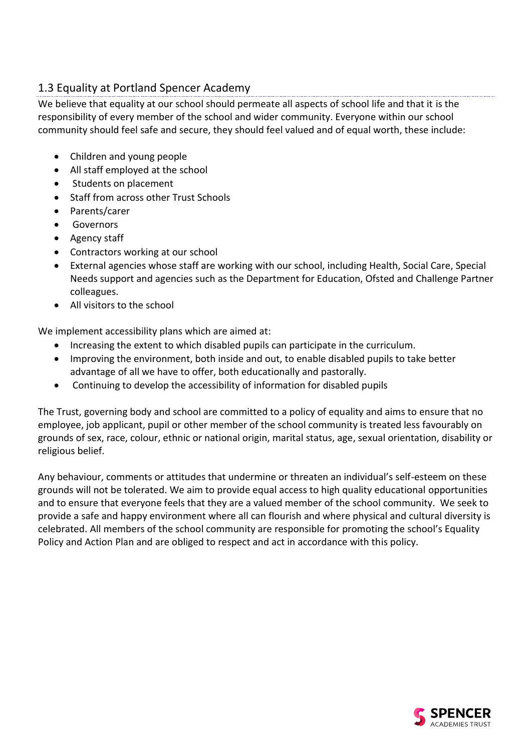## 1.3 Equality at Portland Spencer Academy

We believe that equality at our school should permeate all aspects of school life and that it is the responsibility of every member of the school and wider community. Everyone within our school community should feel safe and secure, they should feel valued and of equal worth, these include:

- Children and young people
- All staff employed at the school
- Students on placement
- Staff from across other Trust Schools
- Parents/carer
- Governors
- Agency staff
- Contractors working at our school
- External agencies whose staff are working with our school, including Health, Social Care, Special Needs support and agencies such as the Department for Education, Ofsted and Challenge Partner colleagues.
- All visitors to the school

We implement accessibility plans which are aimed at:

- Increasing the extent to which disabled pupils can participate in the curriculum.
- Improving the environment, both inside and out, to enable disabled pupils to take better advantage of all we have to offer, both educationally and pastorally.
- Continuing to develop the accessibility of information for disabled pupils

The Trust, governing body and school are committed to a policy of equality and aims to ensure that no employee, job applicant, pupil or other member of the school community is treated less favourably on grounds of sex, race, colour, ethnic or national origin, marital status, age, sexual orientation, disability or religious belief.

Any behaviour, comments or attitudes that undermine or threaten an individual's self-esteem on these grounds will not be tolerated. We aim to provide equal access to high quality educational opportunities and to ensure that everyone feels that they are a valued member of the school community. We seek to provide a safe and happy environment where all can flourish and where physical and cultural diversity is celebrated. All members of the school community are responsible for promoting the school's Equality Policy and Action Plan and are obliged to respect and act in accordance with this policy.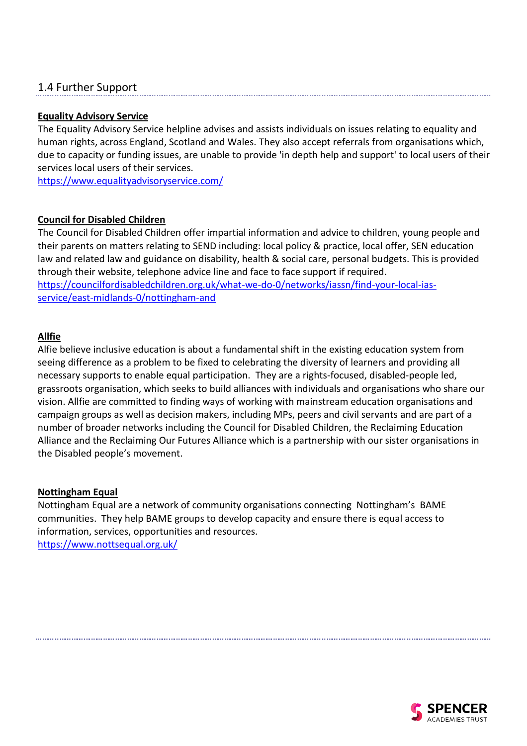## 1.4 Further Support

**Equality Advisory Service**

The Equality Advisory Service helpline advises and assists individuals on issues relating to equality and human rights, across England, Scotland and Wales. They also accept referrals from organisations which, due to capacity or funding issues, are unable to provide 'in depth help and support' to local users of their services local users of their services.

https://www.equalityadvisoryservice.com/

**Council for Disabled Children**

The Council for Disabled Children offer impartial information and advice to children, young people and their parents on matters relating to SEND including: local policy & practice, local offer, SEN education law and related law and guidance on disability, health & social care, personal budgets. This is provided through their website, telephone advice line and face to face support if required.

https://councilfordisabledchildren.org.uk/what-we-do-0/networks/iassn/find-your-local-ias-service/east-midlands-0/nottingham-and

**Allfie**

Alfie believe inclusive education is about a fundamental shift in the existing education system from seeing difference as a problem to be fixed to celebrating the diversity of learners and providing all necessary supports to enable equal participation. They are a rights-focused, disabled-people led, grassroots organisation, which seeks to build alliances with individuals and organisations who share our vision. Allfie are committed to finding ways of working with mainstream education organisations and campaign groups as well as decision makers, including MPs, peers and civil servants and are part of a number of broader networks including the Council for Disabled Children, the Reclaiming Education Alliance and the Reclaiming Our Futures Alliance which is a partnership with our sister organisations in the Disabled people's movement.

**Nottingham Equal**

Nottingham Equal are a network of community organisations connecting Nottingham's BAME communities. They help BAME groups to develop capacity and ensure there is equal access to information, services, opportunities and resources.

https://www.nottsequal.org.uk/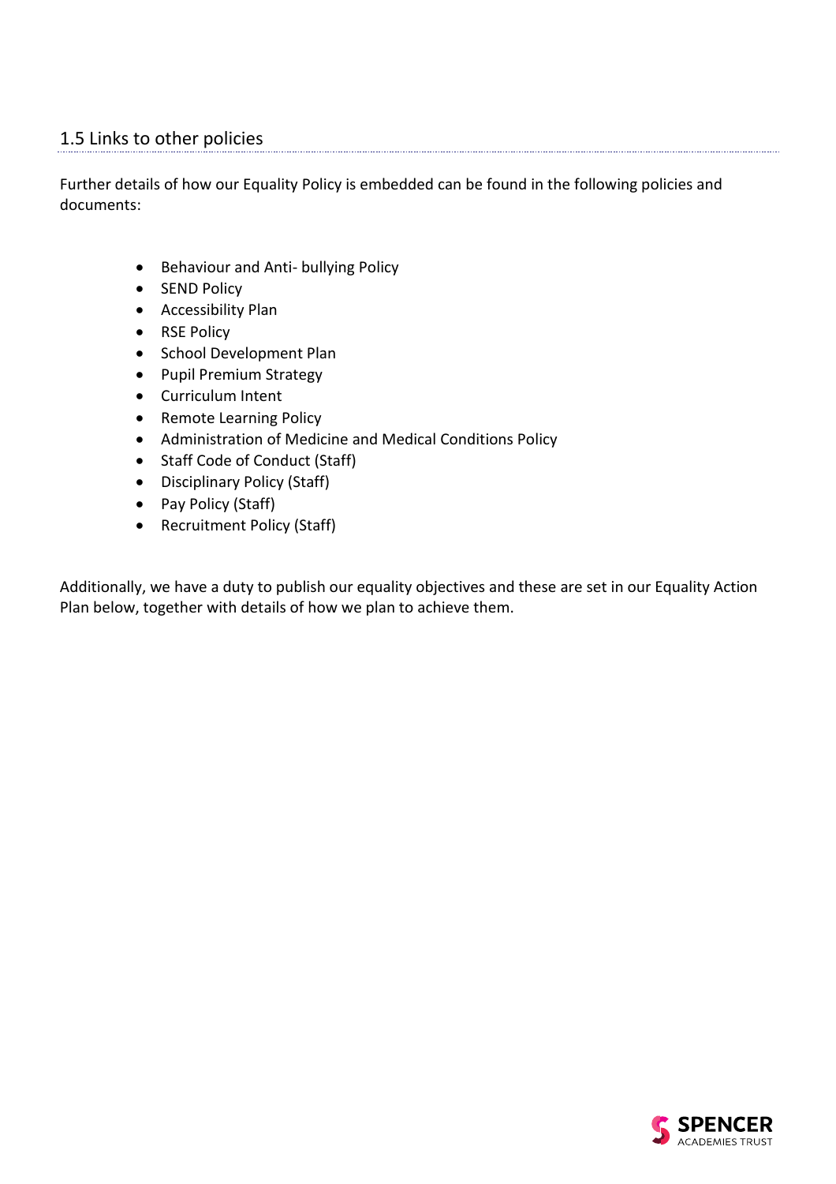## 1.5 Links to other policies

Further details of how our Equality Policy is embedded can be found in the following policies and documents:

- Behaviour and Anti- bullying Policy
- SEND Policy
- Accessibility Plan
- RSE Policy
- School Development Plan
- Pupil Premium Strategy
- Curriculum Intent
- Remote Learning Policy
- Administration of Medicine and Medical Conditions Policy
- Staff Code of Conduct (Staff)
- Disciplinary Policy (Staff)
- Pay Policy (Staff)
- Recruitment Policy (Staff)

Additionally, we have a duty to publish our equality objectives and these are set in our Equality Action Plan below, together with details of how we plan to achieve them.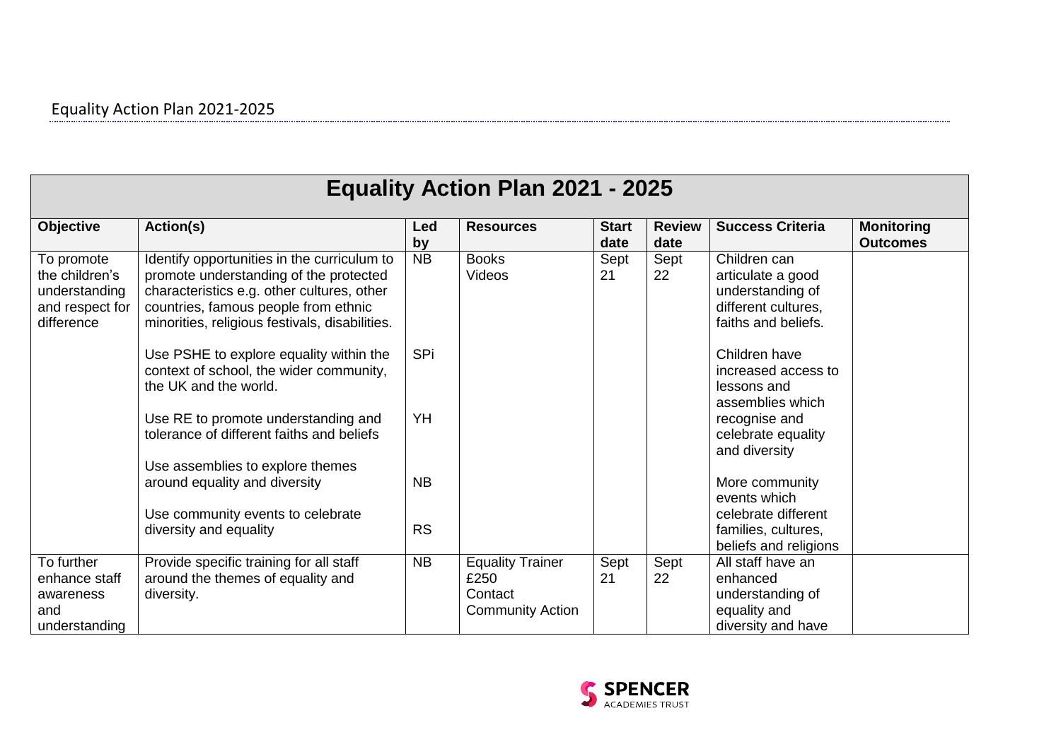# Equality Action Plan 2021 - 2025

| Objective | Action(s) | Led by | Resources | Start date | Review date | Success Criteria | Monitoring Outcomes |
|---|---|---|---|---|---|---|---|
| To promote the children's understanding and respect for difference | Identify opportunities in the curriculum to promote understanding of the protected characteristics e.g. other cultures, other countries, famous people from ethnic minorities, religious festivals, disabilities.<br><br>Use PSHE to explore equality within the context of school, the wider community, the UK and the world.<br><br>Use RE to promote understanding and tolerance of different faiths and beliefs<br><br>Use assemblies to explore themes around equality and diversity<br><br>Use community events to celebrate diversity and equality | NB<br><br>SPi<br><br>YH<br><br>NB<br><br>RS | Books<br>Videos | Sept 21 | Sept 22 | Children can articulate a good understanding of different cultures, faiths and beliefs.<br><br>Children have increased access to lessons and assemblies which recognise and celebrate equality and diversity<br><br>More community events which celebrate different families, cultures, beliefs and religions | |
| To further enhance staff awareness and understanding | Provide specific training for all staff around the themes of equality and diversity. | NB | Equality Trainer £250<br>Contact Community Action | Sept 21 | Sept 22 | All staff have an enhanced understanding of equality and diversity and have | |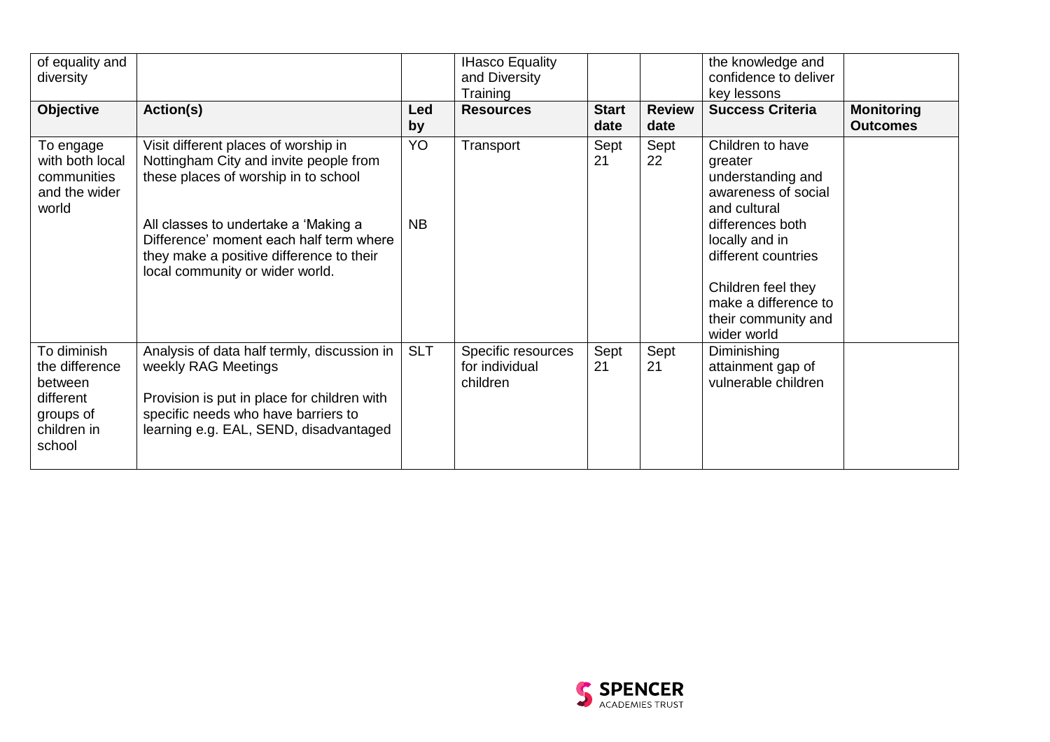| | | | | | | | |
|---|---|---|---|---|---|---|---|
| of equality and diversity | | | IHasco Equality and Diversity Training | | | the knowledge and confidence to deliver key lessons | |
| **Objective** | **Action(s)** | **Led by** | **Resources** | **Start date** | **Review date** | **Success Criteria** | **Monitoring Outcomes** |
| To engage with both local communities and the wider world | Visit different places of worship in Nottingham City and invite people from these places of worship in to school<br><br>All classes to undertake a 'Making a Difference' moment each half term where they make a positive difference to their local community or wider world. | YO<br><br>NB | Transport | Sept 21 | Sept 22 | Children to have greater understanding and awareness of social and cultural differences both locally and in different countries<br><br>Children feel they make a difference to their community and wider world | |
| To diminish the difference between different groups of children in school | Analysis of data half termly, discussion in weekly RAG Meetings<br><br>Provision is put in place for children with specific needs who have barriers to learning e.g. EAL, SEND, disadvantaged | SLT | Specific resources for individual children | Sept 21 | Sept 21 | Diminishing attainment gap of vulnerable children | |